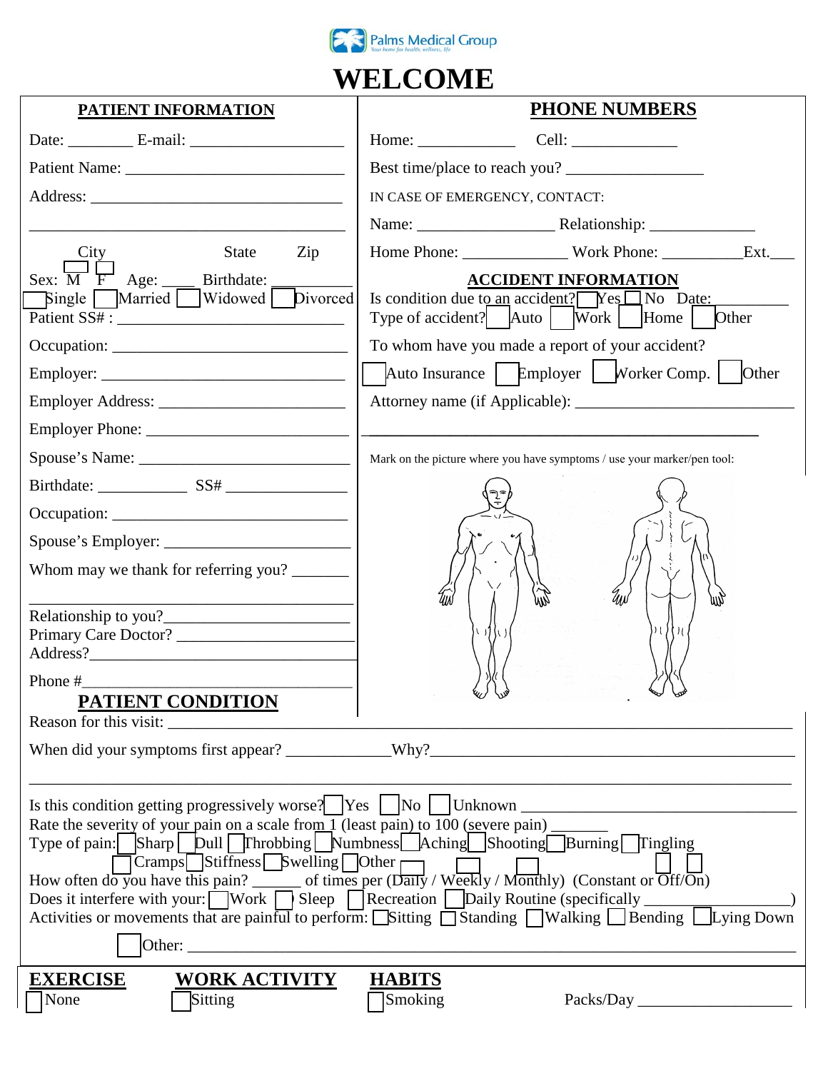Palms Medical Group

# WELCOME

## PATIENT INFORMATION

Date: ________ E-mail: ___________________

Patient Name: ___________________________

Address: _______________________________

_______________________________________

City State Zip

Sex: ☐ M ☐ F Age: ____ Birthdate: __________

☐ Single ☐ Married ☐ Widowed ☐ Divorced

Patient SS# : ___________________________

Occupation: ____________________________

Employer: _____________________________

Employer Address: ______________________

Employer Phone: ________________________

Spouse's Name: ________________________

Birthdate: ___________ SS# _______________

Occupation: ____________________________

Spouse's Employer: ______________________

Whom may we thank for referring you? _______

_______________________________________

Relationship to you?_____________________

Primary Care Doctor? ____________________

Address?_______________________________

Phone #________________________________

## PHONE NUMBERS

Home: ____________ Cell: _____________

Best time/place to reach you? _________________

IN CASE OF EMERGENCY, CONTACT:

Name: _________________ Relationship: _____________

Home Phone: _____________ Work Phone: __________Ext.___

## ACCIDENT INFORMATION

Is condition due to an accident? ☐ Yes ☐ No Date: _________

Type of accident? ☐ Auto ☐ Work ☐ Home ☐ Other

To whom have you made a report of your accident?

☐ Auto Insurance ☐ Employer ☐ Worker Comp. ☐ Other

Attorney name (if Applicable): ___________________________

_______________________________________________

Mark on the picture where you have symptoms / use your marker/pen tool:

## PATIENT CONDITION

Reason for this visit: _______________________________________________________________________

When did your symptoms first appear? _____________Why?_____________________________________________

_________________________________________________________________________________________

Is this condition getting progressively worse? ☐ Yes ☐ No ☐ Unknown _________________________________

Rate the severity of your pain on a scale from 1 (least pain) to 100 (severe pain) _______

Type of pain: ☐ Sharp ☐ Dull ☐ Throbbing ☐ Numbness ☐ Aching ☐ Shooting ☐ Burning ☐ Tingling ☐ Cramps ☐ Stiffness ☐ Swelling ☐ Other ☐

How often do you have this pain? ______ of times per (Daily / Weekly / Monthly) (Constant or Off/On)

Does it interfere with your: ☐ Work ☐ Sleep ☐ Recreation ☐ Daily Routine (specifically __________________)

Activities or movements that are painful to perform: ☐ Sitting ☐ Standing ☐ Walking ☐ Bending ☐ Lying Down

☐ Other: ___________________________________________________________________________

**EXERCISE** | **WORK ACTIVITY** | **HABITS**

☐ None | ☐ Sitting | ☐ Smoking Packs/Day ___________________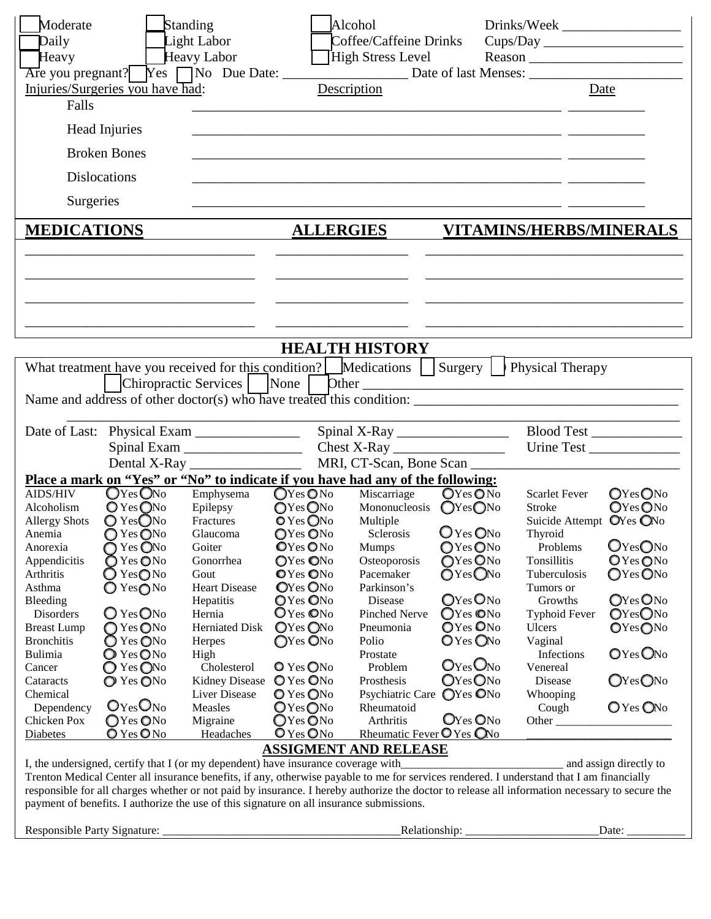☐ Moderate ☐ Standing ☐ Alcohol Drinks/Week ________________
☐ Daily ☐ Light Labor ☐ Coffee/Caffeine Drinks Cups/Day ____________________
☐ Heavy ☐ Heavy Labor ☐ High Stress Level Reason ______________________

Are you pregnant? ☐ Yes ☐ No Due Date: __________________ Date of last Menses: ______________________

| Injuries/Surgeries you have had: | Description | Date |
|---|---|---|
| Falls | | |
| Head Injuries | | |
| Broken Bones | | |
| Dislocations | | |
| Surgeries | | |

| MEDICATIONS | ALLERGIES | VITAMINS/HERBS/MINERALS |
|---|---|---|
| | | |
| | | |
| | | |
| | | |

## HEALTH HISTORY

What treatment have you received for this condition? ☐ Medications ☐ Surgery ☐ Physical Therapy ☐ Chiropractic Services ☐ None ☐ Other ________________________________________

Name and address of other doctor(s) who have treated this condition: ____________________________________

_____________________________________________________________________________

Date of Last: Physical Exam _______________ Spinal X-Ray ________________ Blood Test _____________
Spinal Exam ________________ Chest X-Ray ________________ Urine Test _____________
Dental X-Ray ________________ MRI, CT-Scan, Bone Scan ______________________________

**Place a mark on "Yes" or "No" to indicate if you have had any of the following:**

| | | | | | | | |
|---|---|---|---|---|---|---|---|
| AIDS/HIV | ○Yes ○No | Emphysema | ○Yes ○No | Miscarriage | ○Yes ○No | Scarlet Fever | ○Yes ○No |
| Alcoholism | ○Yes ○No | Epilepsy | ○Yes ○No | Mononucleosis | ○Yes ○No | Stroke | ○Yes ○No |
| Allergy Shots | ○Yes ○No | Fractures | ○Yes ○No | Multiple Sclerosis | ○Yes ○No | Suicide Attempt | ○Yes ○No |
| Anemia | ○Yes ○No | Glaucoma | ○Yes ○No | | | Thyroid Problems | ○Yes ○No |
| Anorexia | ○Yes ○No | Goiter | ○Yes ○No | Mumps | ○Yes ○No | | |
| Appendicitis | ○Yes ○No | Gonorrhea | ○Yes ○No | Osteoporosis | ○Yes ○No | Tonsillitis | ○Yes ○No |
| Arthritis | ○Yes ○No | Gout | ○Yes ○No | Pacemaker | ○Yes ○No | Tuberculosis | ○Yes ○No |
| Asthma | ○Yes ○No | Heart Disease | ○Yes ○No | Parkinson's Disease | ○Yes ○No | Tumors or Growths | ○Yes ○No |
| Bleeding Disorders | ○Yes ○No | Hepatitis | ○Yes ○No | | | | |
| | | Hernia | ○Yes ○No | Pinched Nerve | ○Yes ○No | Typhoid Fever | ○Yes ○No |
| Breast Lump | ○Yes ○No | Herniated Disk | ○Yes ○No | Pneumonia | ○Yes ○No | Ulcers | ○Yes ○No |
| Bronchitis | ○Yes ○No | Herpes | ○Yes ○No | Polio | ○Yes ○No | Vaginal Infections | ○Yes ○No |
| Bulimia | ○Yes ○No | High Cholesterol | ○Yes ○No | Prostate Problem | ○Yes ○No | | |
| Cancer | ○Yes ○No | | | | | Venereal Disease | ○Yes ○No |
| Cataracts | ○Yes ○No | Kidney Disease | ○Yes ○No | Prosthesis | ○Yes ○No | | |
| Chemical Dependency | ○Yes ○No | Liver Disease | ○Yes ○No | Psychiatric Care | ○Yes ○No | Whooping Cough | ○Yes ○No |
| | | Measles | ○Yes ○No | Rheumatoid Arthritis | ○Yes ○No | | |
| Chicken Pox | ○Yes ○No | Migraine Headaches | ○Yes ○No | | | Other ____________ | |
| Diabetes | ○Yes ○No | | | Rheumatic Fever | ○Yes ○No | | |

## ASSIGMENT AND RELEASE

I, the undersigned, certify that I (or my dependent) have insurance coverage with___________________________ and assign directly to Trenton Medical Center all insurance benefits, if any, otherwise payable to me for services rendered. I understand that I am financially responsible for all charges whether or not paid by insurance. I hereby authorize the doctor to release all information necessary to secure the payment of benefits. I authorize the use of this signature on all insurance submissions.

Responsible Party Signature: ________________________________________ Relationship: ______________________ Date: __________